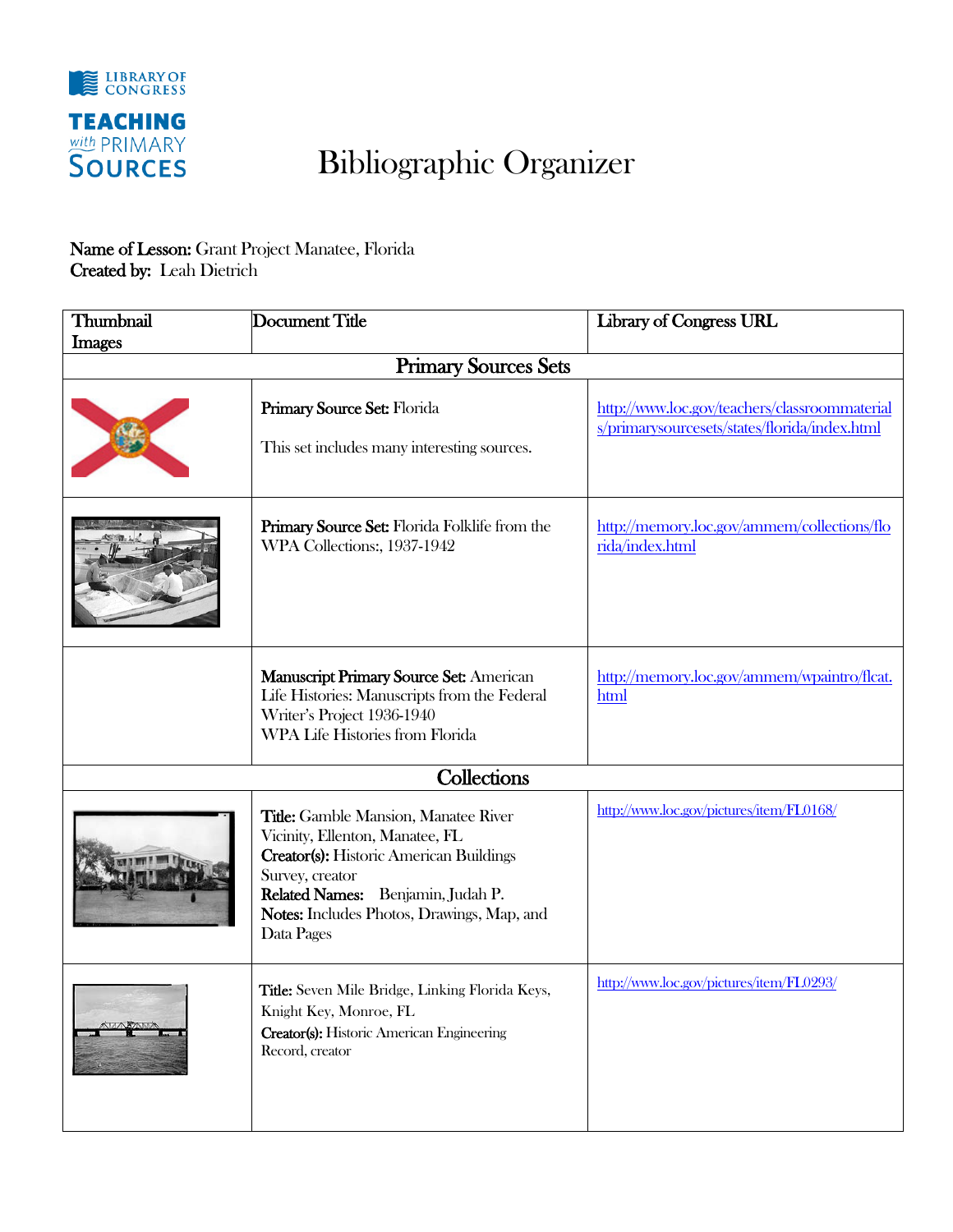# Bibliographic Organizer

**Name of Lesson:** Grant Project Manatee, Florida
**Created by:** Leah Dietrich

| Thumbnail Images | Document Title | Library of Congress URL |
|---|---|---|
| **Primary Sources Sets** | | |
| | **Primary Source Set:** Florida<br><br>This set includes many interesting sources. | http://www.loc.gov/teachers/classroommaterials/primarysourcesets/states/florida/index.html |
| | **Primary Source Set:** Florida Folklife from the WPA Collections:, 1937-1942 | http://memory.loc.gov/ammem/collections/florida/index.html |
| | **Manuscript Primary Source Set:** American Life Histories: Manuscripts from the Federal Writer's Project 1936-1940<br>WPA Life Histories from Florida | http://memory.loc.gov/ammem/wpaintro/flcat.html |
| **Collections** | | |
| | **Title:** Gamble Mansion, Manatee River Vicinity, Ellenton, Manatee, FL<br>**Creator(s):** Historic American Buildings Survey, creator<br>**Related Names:** Benjamin, Judah P.<br>**Notes:** Includes Photos, Drawings, Map, and Data Pages | http://www.loc.gov/pictures/item/FL0168/ |
| | **Title:** Seven Mile Bridge, Linking Florida Keys, Knight Key, Monroe, FL<br>**Creator(s):** Historic American Engineering Record, creator | http://www.loc.gov/pictures/item/FL0293/ |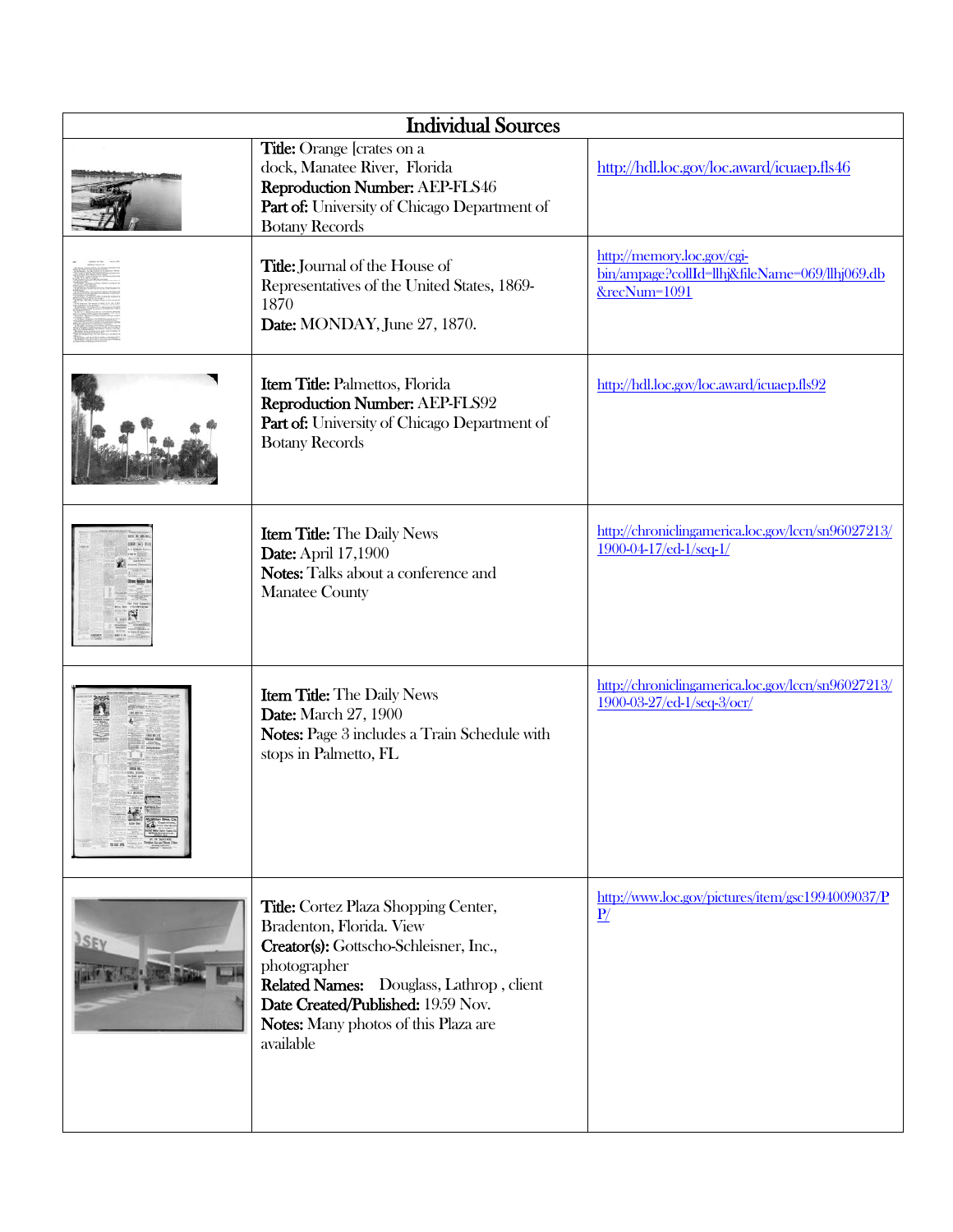| Individual Sources | | |
|---|---|---|
| | **Title:** Orange [crates on a dock, Manatee River, Florida **Reproduction Number:** AEP-FLS46 **Part of:** University of Chicago Department of Botany Records | http://hdl.loc.gov/loc.award/icuaep.fls46 |
| | **Title:** Journal of the House of Representatives of the United States, 1869-1870 **Date:** MONDAY, June 27, 1870. | http://memory.loc.gov/cgi-bin/ampage?collId=llhj&fileName=069/llhj069.db&recNum=1091 |
| | **Item Title:** Palmettos, Florida **Reproduction Number:** AEP-FLS92 **Part of:** University of Chicago Department of Botany Records | http://hdl.loc.gov/loc.award/icuaep.fls92 |
| | **Item Title:** The Daily News **Date:** April 17,1900 **Notes:** Talks about a conference and Manatee County | http://chroniclingamerica.loc.gov/lccn/sn96027213/1900-04-17/ed-1/seq-1/ |
| | **Item Title:** The Daily News **Date:** March 27, 1900 **Notes:** Page 3 includes a Train Schedule with stops in Palmetto, FL | http://chroniclingamerica.loc.gov/lccn/sn96027213/1900-03-27/ed-1/seq-3/ocr/ |
| | **Title:** Cortez Plaza Shopping Center, Bradenton, Florida. View **Creator(s):** Gottscho-Schleisner, Inc., photographer **Related Names:** Douglass, Lathrop , client **Date Created/Published:** 1959 Nov. **Notes:** Many photos of this Plaza are available | http://www.loc.gov/pictures/item/gsc1994009037/PP/ |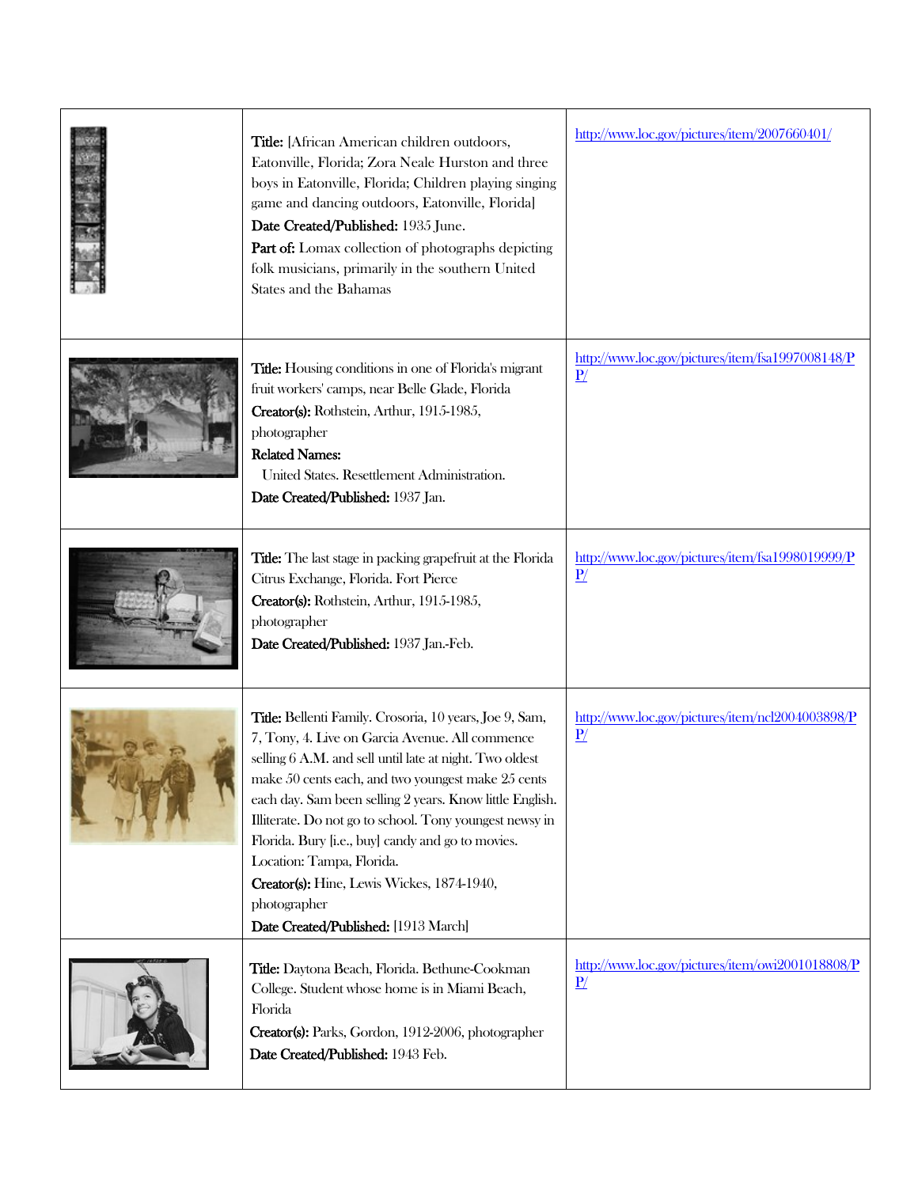| | | |
|---|---|---|
| | **Title:** [African American children outdoors, Eatonville, Florida; Zora Neale Hurston and three boys in Eatonville, Florida; Children playing singing game and dancing outdoors, Eatonville, Florida]<br>**Date Created/Published:** 1935 June.<br>**Part of:** Lomax collection of photographs depicting folk musicians, primarily in the southern United States and the Bahamas | http://www.loc.gov/pictures/item/2007660401/ |
| | **Title:** Housing conditions in one of Florida's migrant fruit workers' camps, near Belle Glade, Florida<br>**Creator(s):** Rothstein, Arthur, 1915-1985, photographer<br>**Related Names:**<br>United States. Resettlement Administration.<br>**Date Created/Published:** 1937 Jan. | http://www.loc.gov/pictures/item/fsa1997008148/PP/ |
| | **Title:** The last stage in packing grapefruit at the Florida Citrus Exchange, Florida. Fort Pierce<br>**Creator(s):** Rothstein, Arthur, 1915-1985, photographer<br>**Date Created/Published:** 1937 Jan.-Feb. | http://www.loc.gov/pictures/item/fsa1998019999/PP/ |
| | **Title:** Bellenti Family. Crosoria, 10 years, Joe 9, Sam, 7, Tony, 4. Live on Garcia Avenue. All commence selling 6 A.M. and sell until late at night. Two oldest make 50 cents each, and two youngest make 25 cents each day. Sam been selling 2 years. Know little English. Illiterate. Do not go to school. Tony youngest newsy in Florida. Bury [i.e., buy] candy and go to movies. Location: Tampa, Florida.<br>**Creator(s):** Hine, Lewis Wickes, 1874-1940, photographer<br>**Date Created/Published:** [1913 March] | http://www.loc.gov/pictures/item/ncl2004003898/PP/ |
| | **Title:** Daytona Beach, Florida. Bethune-Cookman College. Student whose home is in Miami Beach, Florida<br>**Creator(s):** Parks, Gordon, 1912-2006, photographer<br>**Date Created/Published:** 1943 Feb. | http://www.loc.gov/pictures/item/owi2001018808/PP/ |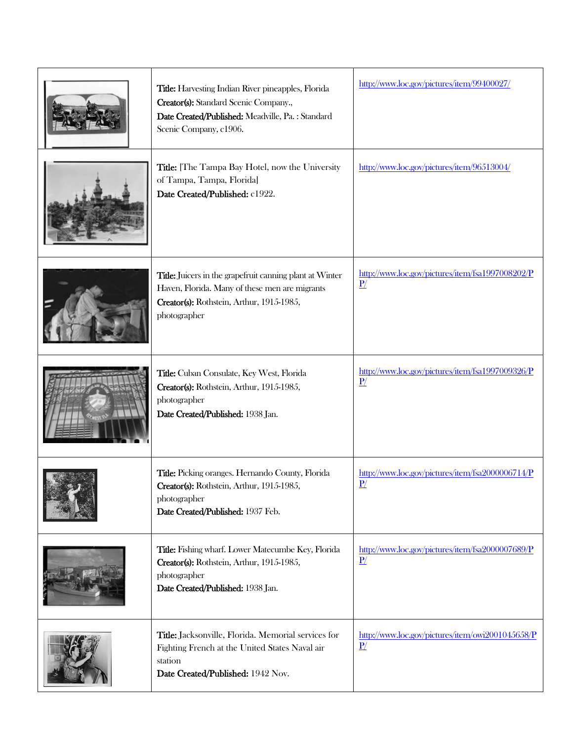| | | |
|---|---|---|
| | **Title:** Harvesting Indian River pineapples, Florida<br>**Creator(s):** Standard Scenic Company.,<br>**Date Created/Published:** Meadville, Pa. : Standard Scenic Company, c1906. | http://www.loc.gov/pictures/item/99400027/ |
| | **Title:** [The Tampa Bay Hotel, now the University of Tampa, Tampa, Florida]<br>**Date Created/Published:** c1922. | http://www.loc.gov/pictures/item/96513004/ |
| | **Title:** Juicers in the grapefruit canning plant at Winter Haven, Florida. Many of these men are migrants<br>**Creator(s):** Rothstein, Arthur, 1915-1985, photographer | http://www.loc.gov/pictures/item/fsa1997008202/PP/ |
| | **Title:** Cuban Consulate, Key West, Florida<br>**Creator(s):** Rothstein, Arthur, 1915-1985, photographer<br>**Date Created/Published:** 1938 Jan. | http://www.loc.gov/pictures/item/fsa1997009326/PP/ |
| | **Title:** Picking oranges. Hernando County, Florida<br>**Creator(s):** Rothstein, Arthur, 1915-1985, photographer<br>**Date Created/Published:** 1937 Feb. | http://www.loc.gov/pictures/item/fsa2000006714/PP/ |
| | **Title:** Fishing wharf. Lower Matecumbe Key, Florida<br>**Creator(s):** Rothstein, Arthur, 1915-1985, photographer<br>**Date Created/Published:** 1938 Jan. | http://www.loc.gov/pictures/item/fsa2000007689/PP/ |
| | **Title:** Jacksonville, Florida. Memorial services for Fighting French at the United States Naval air station<br>**Date Created/Published:** 1942 Nov. | http://www.loc.gov/pictures/item/owi2001045658/PP/ |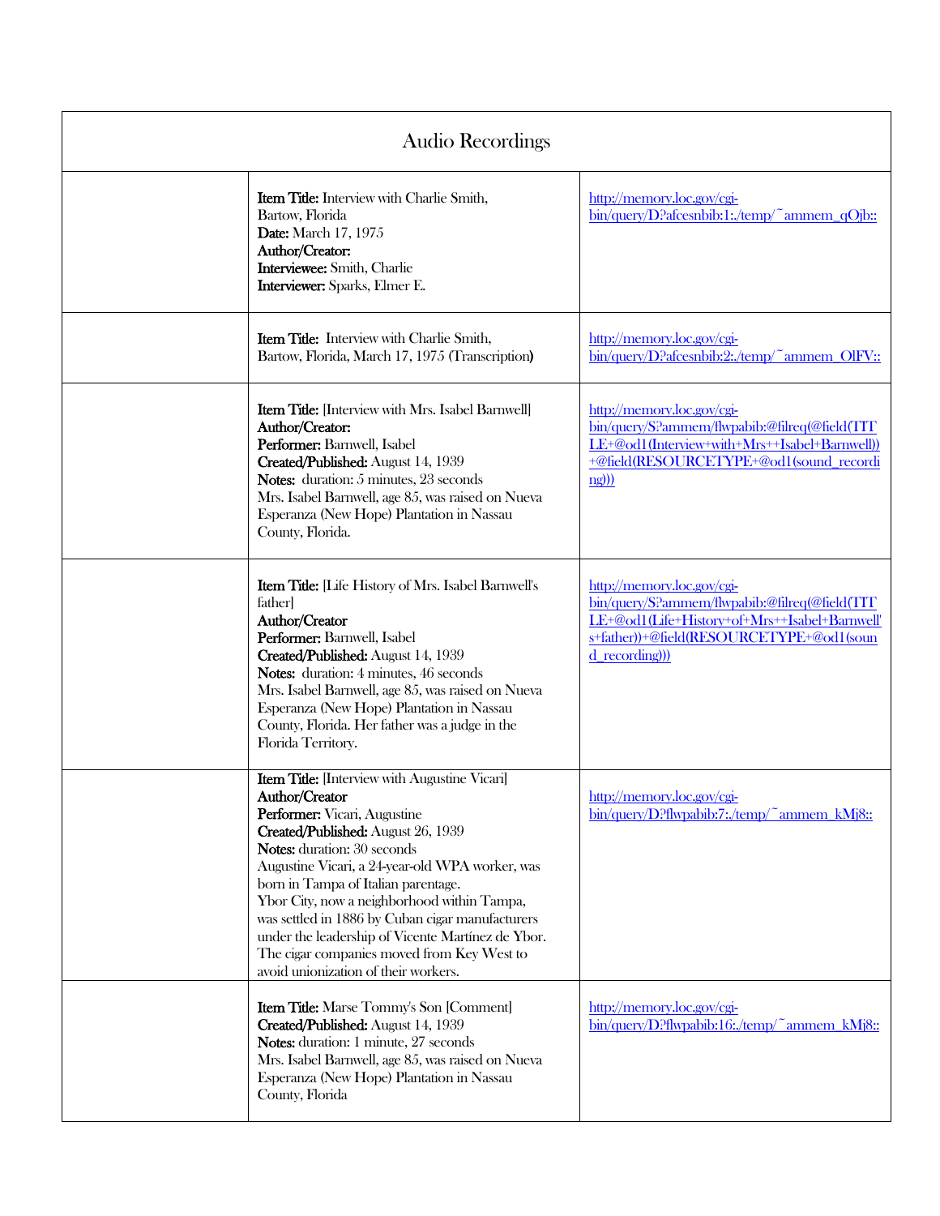| Audio Recordings | | |
|---|---|---|
| | **Item Title:** Interview with Charlie Smith, Bartow, Florida<br>**Date:** March 17, 1975<br>**Author/Creator:**<br>**Interviewee:** Smith, Charlie<br>**Interviewer:** Sparks, Elmer E. | http://memory.loc.gov/cgi-bin/query/D?afcesnbib:1:./temp/~ammem_qOjb:: |
| | **Item Title:** Interview with Charlie Smith, Bartow, Florida, March 17, 1975 (Transcription) | http://memory.loc.gov/cgi-bin/query/D?afcesnbib:2:./temp/~ammem_OlFV:: |
| | **Item Title:** [Interview with Mrs. Isabel Barnwell]<br>**Author/Creator:**<br>**Performer:** Barnwell, Isabel<br>**Created/Published:** August 14, 1939<br>**Notes:** duration: 5 minutes, 23 seconds<br>Mrs. Isabel Barnwell, age 85, was raised on Nueva Esperanza (New Hope) Plantation in Nassau County, Florida. | http://memory.loc.gov/cgi-bin/query/S?ammem/flwpabib:@filreq(@field(TITLE+@od1(Interview+with+Mrs++Isabel+Barnwell))+@field(RESOURCETYPE+@od1(sound_recording))) |
| | **Item Title:** [Life History of Mrs. Isabel Barnwell's father]<br>**Author/Creator**<br>**Performer:** Barnwell, Isabel<br>**Created/Published:** August 14, 1939<br>**Notes:** duration: 4 minutes, 46 seconds<br>Mrs. Isabel Barnwell, age 85, was raised on Nueva Esperanza (New Hope) Plantation in Nassau County, Florida. Her father was a judge in the Florida Territory. | http://memory.loc.gov/cgi-bin/query/S?ammem/flwpabib:@filreq(@field(TITLE+@od1(Life+History+of+Mrs++Isabel+Barnwell's+father))+@field(RESOURCETYPE+@od1(sound_recording))) |
| | **Item Title:** [Interview with Augustine Vicari]<br>**Author/Creator**<br>**Performer:** Vicari, Augustine<br>**Created/Published:** August 26, 1939<br>**Notes:** duration: 30 seconds<br>Augustine Vicari, a 24-year-old WPA worker, was born in Tampa of Italian parentage.<br>Ybor City, now a neighborhood within Tampa, was settled in 1886 by Cuban cigar manufacturers under the leadership of Vicente Martínez de Ybor. The cigar companies moved from Key West to avoid unionization of their workers. | http://memory.loc.gov/cgi-bin/query/D?flwpabib:7:./temp/~ammem_kMj8:: |
| | **Item Title:** Marse Tommy's Son [Comment]<br>**Created/Published:** August 14, 1939<br>**Notes:** duration: 1 minute, 27 seconds<br>Mrs. Isabel Barnwell, age 85, was raised on Nueva Esperanza (New Hope) Plantation in Nassau County, Florida | http://memory.loc.gov/cgi-bin/query/D?flwpabib:16:./temp/~ammem_kMj8:: |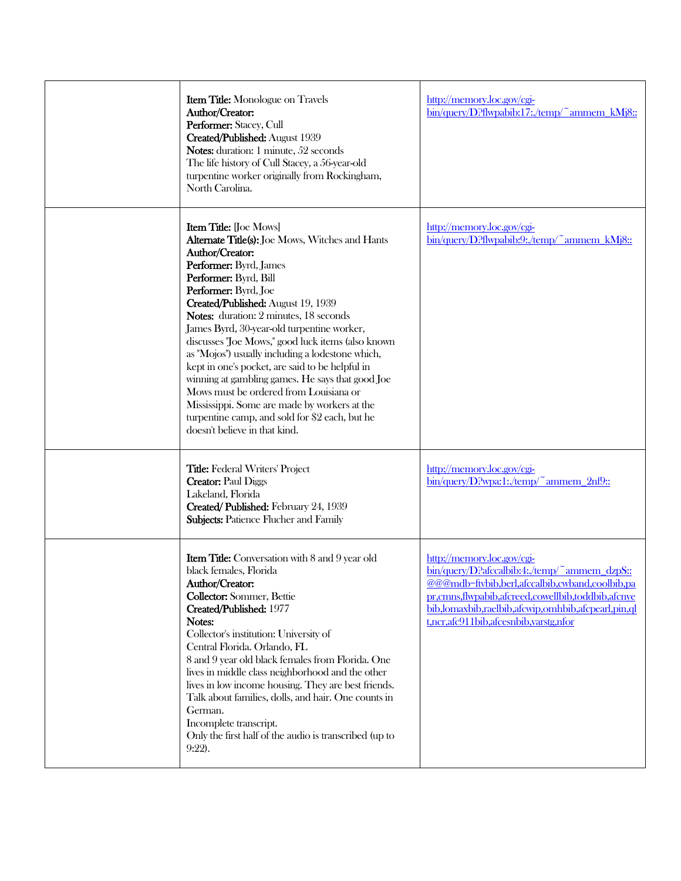| | | |
|---|---|---|
| | **Item Title:** Monologue on Travels<br>**Author/Creator:**<br>**Performer:** Stacey, Cull<br>**Created/Published:** August 1939<br>**Notes:** duration: 1 minute, 52 seconds<br>The life history of Cull Stacey, a 56-year-old turpentine worker originally from Rockingham, North Carolina. | http://memory.loc.gov/cgi-bin/query/D?flwpabib:17:./temp/~ammem_kMj8:: |
| | **Item Title:** [Joe Mows]<br>**Alternate Title(s):** Joe Mows, Witches and Hants<br>**Author/Creator:**<br>**Performer:** Byrd, James<br>**Performer:** Byrd, Bill<br>**Performer:** Byrd, Joe<br>**Created/Published:** August 19, 1939<br>**Notes:** duration: 2 minutes, 18 seconds<br>James Byrd, 30-year-old turpentine worker, discusses "Joe Mows," good luck items (also known as "Mojos") usually including a lodestone which, kept in one's pocket, are said to be helpful in winning at gambling games. He says that good Joe Mows must be ordered from Louisiana or Mississippi. Some are made by workers at the turpentine camp, and sold for $2 each, but he doesn't believe in that kind. | http://memory.loc.gov/cgi-bin/query/D?flwpabib:9:./temp/~ammem_kMj8:: |
| | **Title:** Federal Writers' Project<br>**Creator:** Paul Diggs<br>Lakeland, Florida<br>**Created/ Published:** February 24, 1939<br>**Subjects:** Patience Flucher and Family | http://memory.loc.gov/cgi-bin/query/D?wpa:1:./temp/~ammem_2nf9:: |
| | **Item Title:** Conversation with 8 and 9 year old black females, Florida<br>**Author/Creator:**<br>**Collector:** Sommer, Bettie<br>**Created/Published:** 1977<br>**Notes:**<br>Collector's institution: University of Central Florida. Orlando, FL<br>8 and 9 year old black females from Florida. One lives in middle class neighborhood and the other lives in low income housing. They are best friends. Talk about families, dolls, and hair. One counts in German.<br>Incomplete transcript.<br>Only the first half of the audio is transcribed (up to 9:22). | http://memory.loc.gov/cgi-bin/query/D?afccalbib:4:./temp/~ammem_dzpS::@@@mdb=fivbib,berl,afccalbib,cwband,coolbib,papr,cmns,flwpabib,afcreed,cowellbib,toddbib,afcnyebib,lomaxbib,raelbib,afcwip,omhbib,afcpearl,pin,qlt,ncr,afc911bib,afcesnbib,varstg,nfor |